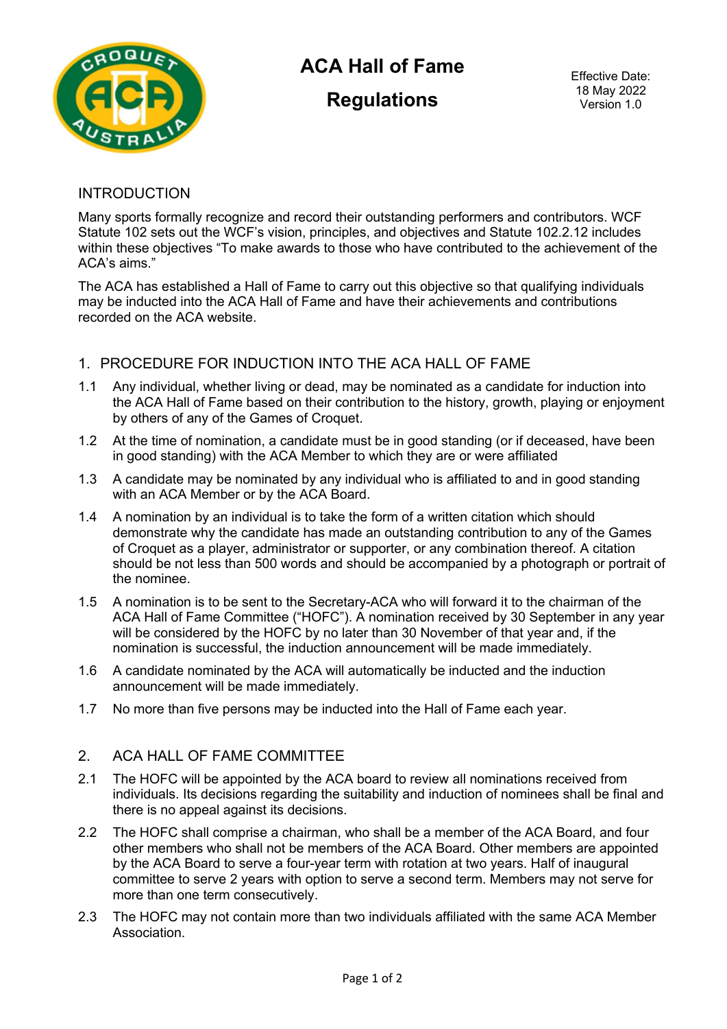# ACA Hall of Fame

# Regulations

Effective Date:
18 May 2022
Version 1.0

## INTRODUCTION

Many sports formally recognize and record their outstanding performers and contributors. WCF Statute 102 sets out the WCF's vision, principles, and objectives and Statute 102.2.12 includes within these objectives "To make awards to those who have contributed to the achievement of the ACA's aims."

The ACA has established a Hall of Fame to carry out this objective so that qualifying individuals may be inducted into the ACA Hall of Fame and have their achievements and contributions recorded on the ACA website.

## 1. PROCEDURE FOR INDUCTION INTO THE ACA HALL OF FAME

1.1 Any individual, whether living or dead, may be nominated as a candidate for induction into the ACA Hall of Fame based on their contribution to the history, growth, playing or enjoyment by others of any of the Games of Croquet.

1.2 At the time of nomination, a candidate must be in good standing (or if deceased, have been in good standing) with the ACA Member to which they are or were affiliated

1.3 A candidate may be nominated by any individual who is affiliated to and in good standing with an ACA Member or by the ACA Board.

1.4 A nomination by an individual is to take the form of a written citation which should demonstrate why the candidate has made an outstanding contribution to any of the Games of Croquet as a player, administrator or supporter, or any combination thereof. A citation should be not less than 500 words and should be accompanied by a photograph or portrait of the nominee.

1.5 A nomination is to be sent to the Secretary-ACA who will forward it to the chairman of the ACA Hall of Fame Committee ("HOFC"). A nomination received by 30 September in any year will be considered by the HOFC by no later than 30 November of that year and, if the nomination is successful, the induction announcement will be made immediately.

1.6 A candidate nominated by the ACA will automatically be inducted and the induction announcement will be made immediately.

1.7 No more than five persons may be inducted into the Hall of Fame each year.

## 2. ACA HALL OF FAME COMMITTEE

2.1 The HOFC will be appointed by the ACA board to review all nominations received from individuals. Its decisions regarding the suitability and induction of nominees shall be final and there is no appeal against its decisions.

2.2 The HOFC shall comprise a chairman, who shall be a member of the ACA Board, and four other members who shall not be members of the ACA Board. Other members are appointed by the ACA Board to serve a four-year term with rotation at two years. Half of inaugural committee to serve 2 years with option to serve a second term. Members may not serve for more than one term consecutively.

2.3 The HOFC may not contain more than two individuals affiliated with the same ACA Member Association.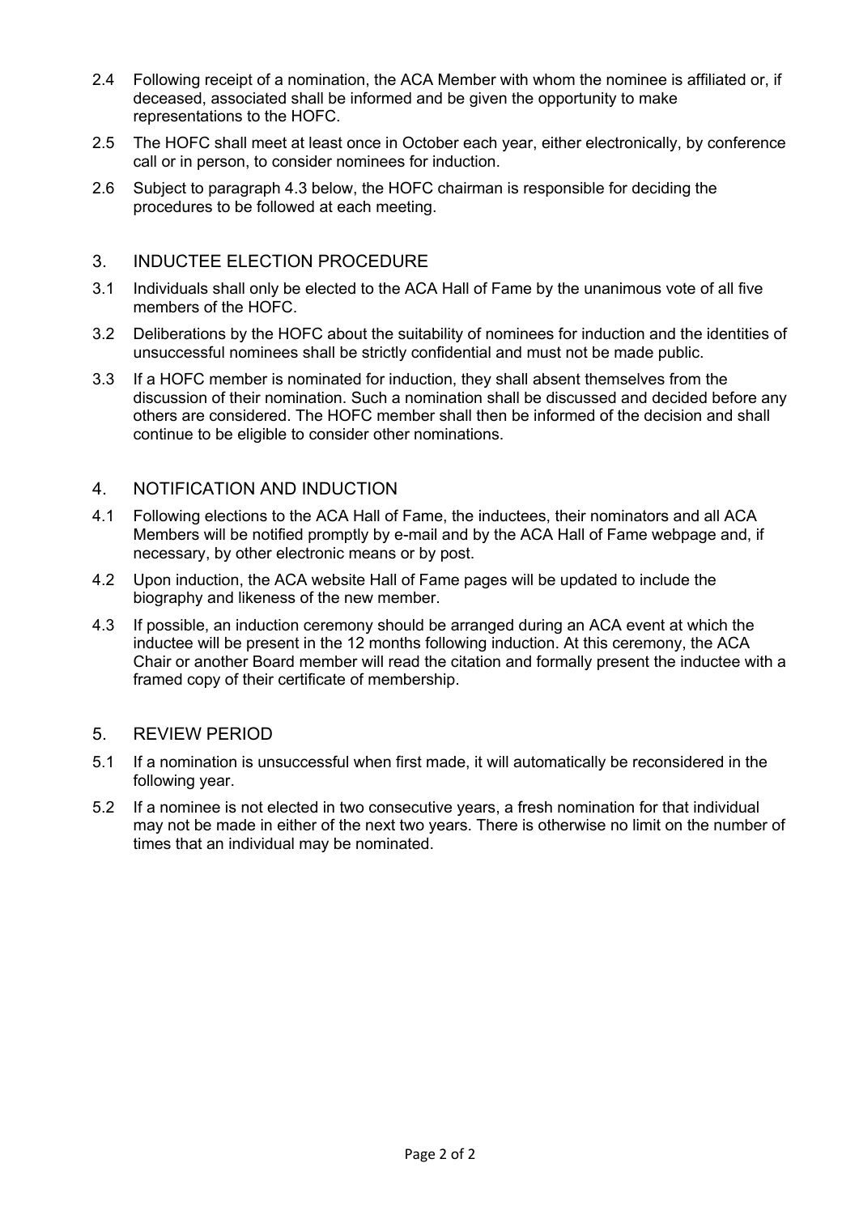2.4 Following receipt of a nomination, the ACA Member with whom the nominee is affiliated or, if deceased, associated shall be informed and be given the opportunity to make representations to the HOFC.

2.5 The HOFC shall meet at least once in October each year, either electronically, by conference call or in person, to consider nominees for induction.

2.6 Subject to paragraph 4.3 below, the HOFC chairman is responsible for deciding the procedures to be followed at each meeting.

## 3. INDUCTEE ELECTION PROCEDURE

3.1 Individuals shall only be elected to the ACA Hall of Fame by the unanimous vote of all five members of the HOFC.

3.2 Deliberations by the HOFC about the suitability of nominees for induction and the identities of unsuccessful nominees shall be strictly confidential and must not be made public.

3.3 If a HOFC member is nominated for induction, they shall absent themselves from the discussion of their nomination. Such a nomination shall be discussed and decided before any others are considered. The HOFC member shall then be informed of the decision and shall continue to be eligible to consider other nominations.

## 4. NOTIFICATION AND INDUCTION

4.1 Following elections to the ACA Hall of Fame, the inductees, their nominators and all ACA Members will be notified promptly by e-mail and by the ACA Hall of Fame webpage and, if necessary, by other electronic means or by post.

4.2 Upon induction, the ACA website Hall of Fame pages will be updated to include the biography and likeness of the new member.

4.3 If possible, an induction ceremony should be arranged during an ACA event at which the inductee will be present in the 12 months following induction. At this ceremony, the ACA Chair or another Board member will read the citation and formally present the inductee with a framed copy of their certificate of membership.

## 5. REVIEW PERIOD

5.1 If a nomination is unsuccessful when first made, it will automatically be reconsidered in the following year.

5.2 If a nominee is not elected in two consecutive years, a fresh nomination for that individual may not be made in either of the next two years. There is otherwise no limit on the number of times that an individual may be nominated.